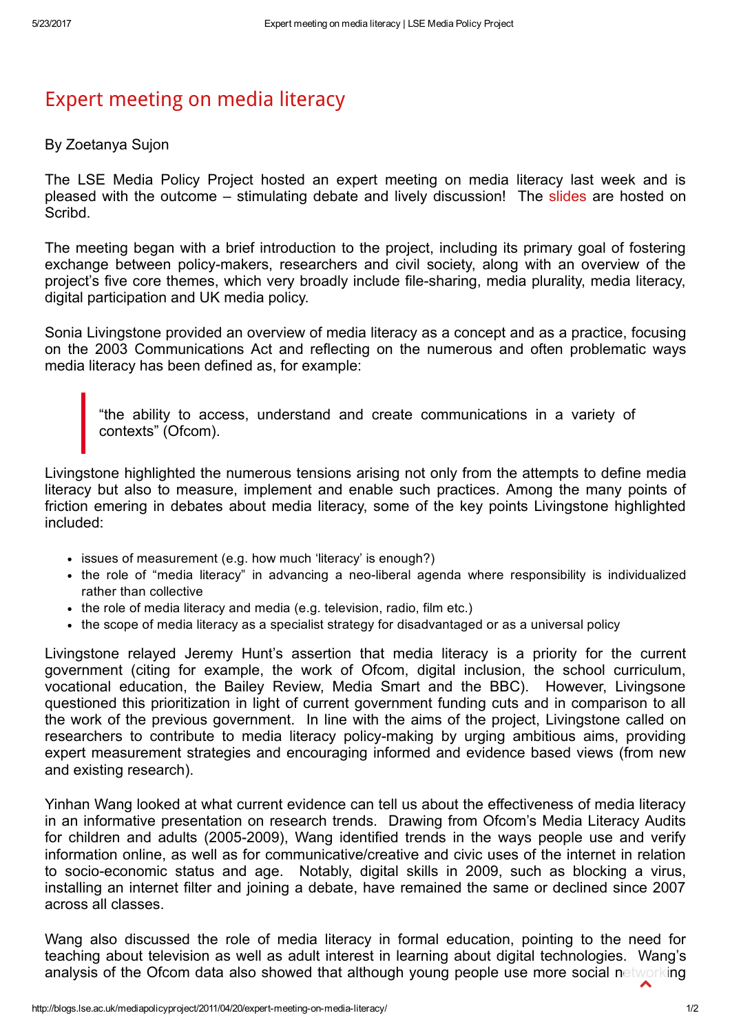# Expert meeting on media literacy

By Zoetanya Sujon

The LSE Media Policy Project hosted an expert meeting on media literacy last week and is pleased with the outcome – stimulating debate and lively discussion! The slides are hosted on Scribd.

The meeting began with a brief introduction to the project, including its primary goal of fostering exchange between policy-makers, researchers and civil society, along with an overview of the project's five core themes, which very broadly include file-sharing, media plurality, media literacy, digital participation and UK media policy.

Sonia Livingstone provided an overview of media literacy as a concept and as a practice, focusing on the 2003 Communications Act and reflecting on the numerous and often problematic ways media literacy has been defined as, for example:

> "the ability to access, understand and create communications in a variety of contexts" (Ofcom).

Livingstone highlighted the numerous tensions arising not only from the attempts to define media literacy but also to measure, implement and enable such practices. Among the many points of friction emering in debates about media literacy, some of the key points Livingstone highlighted included:

- issues of measurement (e.g. how much 'literacy' is enough?)
- the role of "media literacy" in advancing a neo-liberal agenda where responsibility is individualized rather than collective
- the role of media literacy and media (e.g. television, radio, film etc.)
- the scope of media literacy as a specialist strategy for disadvantaged or as a universal policy

Livingstone relayed Jeremy Hunt's assertion that media literacy is a priority for the current government (citing for example, the work of Ofcom, digital inclusion, the school curriculum, vocational education, the Bailey Review, Media Smart and the BBC). However, Livingsone questioned this prioritization in light of current government funding cuts and in comparison to all the work of the previous government. In line with the aims of the project, Livingstone called on researchers to contribute to media literacy policy-making by urging ambitious aims, providing expert measurement strategies and encouraging informed and evidence based views (from new and existing research).

Yinhan Wang looked at what current evidence can tell us about the effectiveness of media literacy in an informative presentation on research trends. Drawing from Ofcom's Media Literacy Audits for children and adults (2005-2009), Wang identified trends in the ways people use and verify information online, as well as for communicative/creative and civic uses of the internet in relation to socio-economic status and age. Notably, digital skills in 2009, such as blocking a virus, installing an internet filter and joining a debate, have remained the same or declined since 2007 across all classes.

Wang also discussed the role of media literacy in formal education, pointing to the need for teaching about television as well as adult interest in learning about digital technologies. Wang's analysis of the Ofcom data also showed that although young people use more social networking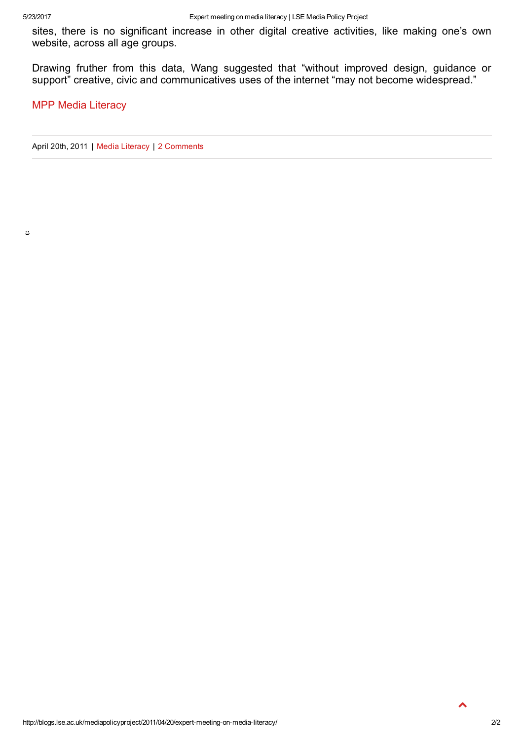sites, there is no significant increase in other digital creative activities, like making one's own website, across all age groups.

Drawing fruther from this data, Wang suggested that "without improved design, guidance or support" creative, civic and communicatives uses of the internet "may not become widespread."

MPP Media Literacy

April 20th, 2011 | Media Literacy | 2 Comments